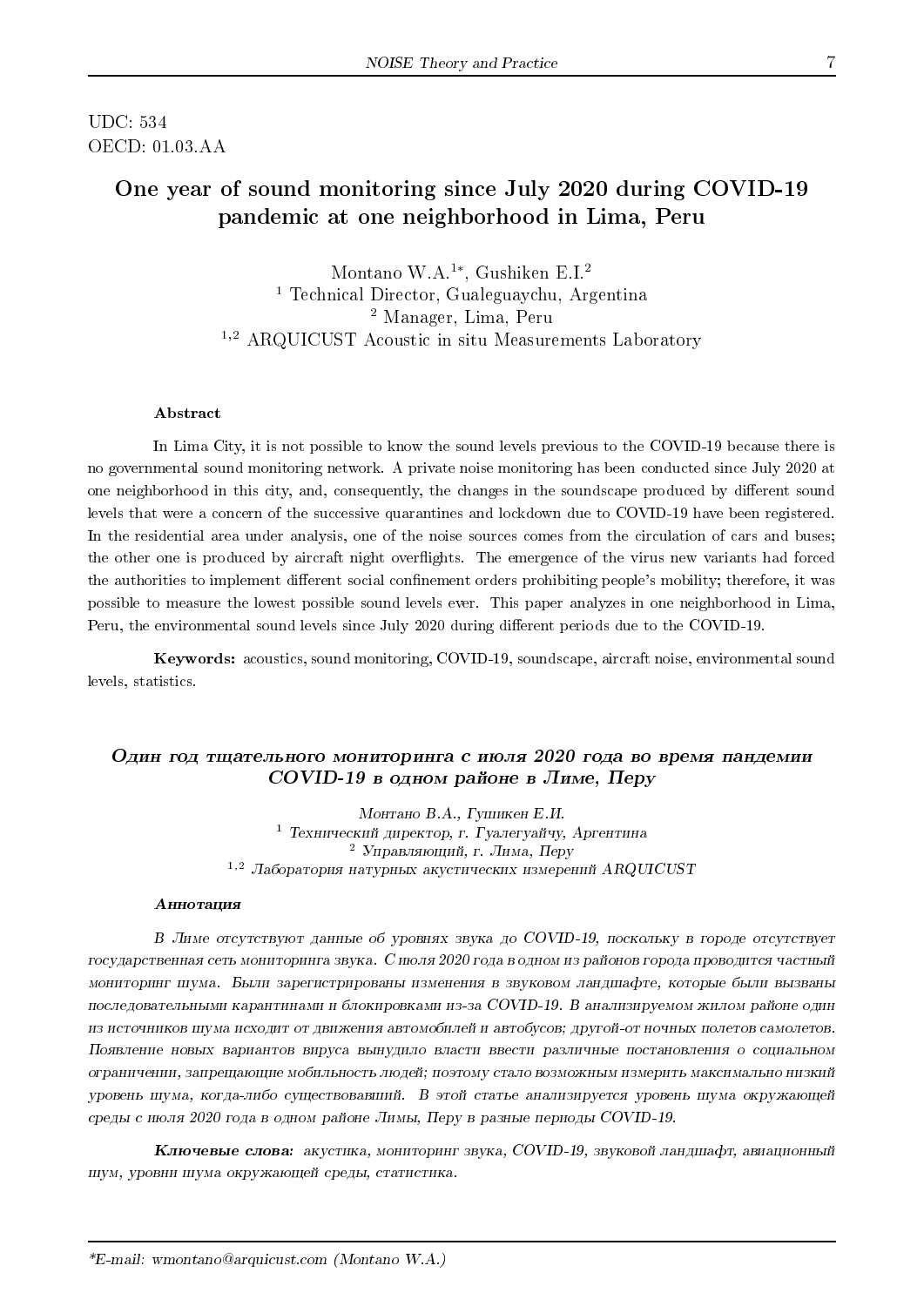UDC: 534
OECD: 01.03.AA

# One year of sound monitoring since July 2020 during COVID-19 pandemic at one neighborhood in Lima, Peru

Montano W.A.[1*], Gushiken E.I.[2]
[1] Technical Director, Gualeguaychu, Argentina
[2] Manager, Lima, Peru
[1,2] ARQUICUST Acoustic in situ Measurements Laboratory

### Abstract

In Lima City, it is not possible to know the sound levels previous to the COVID-19 because there is no governmental sound monitoring network. A private noise monitoring has been conducted since July 2020 at one neighborhood in this city, and, consequently, the changes in the soundscape produced by different sound levels that were a concern of the successive quarantines and lockdown due to COVID-19 have been registered. In the residential area under analysis, one of the noise sources comes from the circulation of cars and buses; the other one is produced by aircraft night overflights. The emergence of the virus new variants had forced the authorities to implement different social confinement orders prohibiting people's mobility; therefore, it was possible to measure the lowest possible sound levels ever. This paper analyzes in one neighborhood in Lima, Peru, the environmental sound levels since July 2020 during different periods due to the COVID-19.

**Keywords:** acoustics, sound monitoring, COVID-19, soundscape, aircraft noise, environmental sound levels, statistics.

## *Один год тщательного мониторинга с июля 2020 года во время пандемии COVID-19 в одном районе в Лиме, Перу*

*Монтано В.А., Гушикен Е.И.*
*[1] Технический директор, г. Гуалегуайчу, Аргентина*
*[2] Управляющий, г. Лима, Перу*
*[1,2] Лаборатория натурных акустических измерений ARQUICUST*

### *Аннотация*

*В Лиме отсутствуют данные об уровнях звука до COVID-19, поскольку в городе отсутствует государственная сеть мониторинга звука. С июля 2020 года в одном из районов города проводится частный мониторинг шума. Были зарегистрированы изменения в звуковом ландшафте, которые были вызваны последовательными карантинами и блокировками из-за COVID-19. В анализируемом жилом районе один из источников шума исходит от движения автомобилей и автобусов; другой-от ночных полетов самолетов. Появление новых вариантов вируса вынудило власти ввести различные постановления о социальном ограничении, запрещающие мобильность людей; поэтому стало возможным измерить максимально низкий уровень шума, когда-либо существовавший. В этой статье анализируется уровень шума окружающей среды с июля 2020 года в одном районе Лимы, Перу в разные периоды COVID-19.*

***Ключевые слова:*** *акустика, мониторинг звука, COVID-19, звуковой ландшафт, авиационный шум, уровни шума окружающей среды, статистика.*

---

*\*E-mail: wmontano@arquicust.com (Montano W.A.)*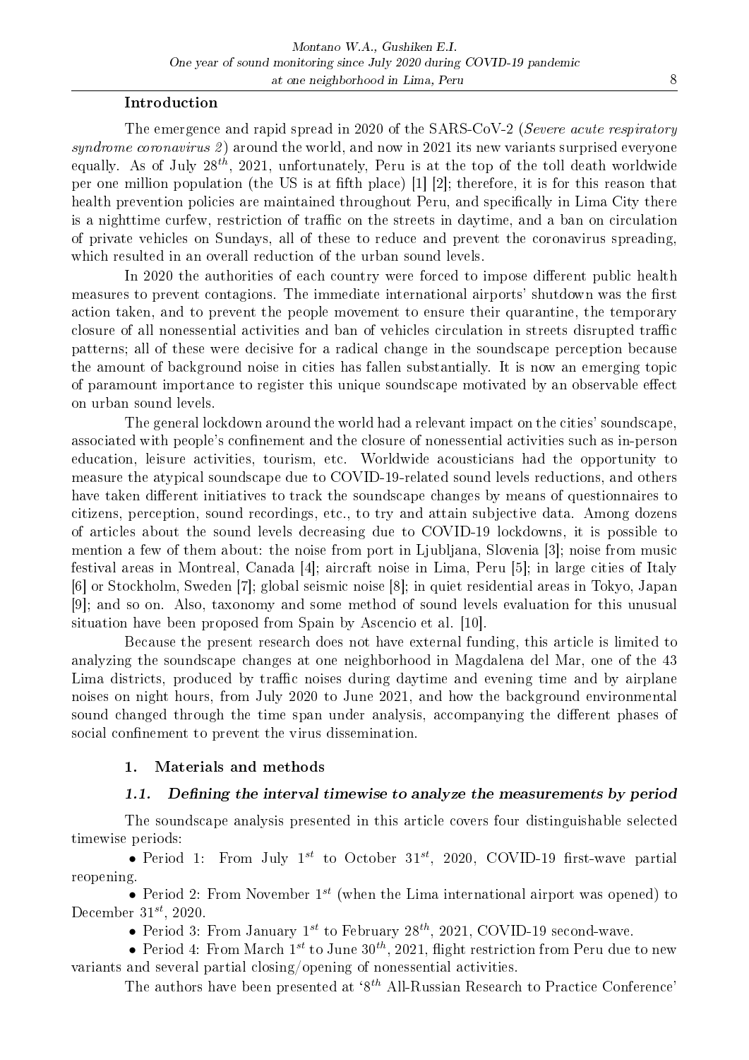## Introduction

The emergence and rapid spread in 2020 of the SARS-CoV-2 (*Severe acute respiratory syndrome coronavirus 2*) around the world, and now in 2021 its new variants surprised everyone equally. As of July $28^{th}$, 2021, unfortunately, Peru is at the top of the toll death worldwide per one million population (the US is at fifth place) [1] [2]; therefore, it is for this reason that health prevention policies are maintained throughout Peru, and specifically in Lima City there is a nighttime curfew, restriction of traffic on the streets in daytime, and a ban on circulation of private vehicles on Sundays, all of these to reduce and prevent the coronavirus spreading, which resulted in an overall reduction of the urban sound levels.

In 2020 the authorities of each country were forced to impose different public health measures to prevent contagions. The immediate international airports' shutdown was the first action taken, and to prevent the people movement to ensure their quarantine, the temporary closure of all nonessential activities and ban of vehicles circulation in streets disrupted traffic patterns; all of these were decisive for a radical change in the soundscape perception because the amount of background noise in cities has fallen substantially. It is now an emerging topic of paramount importance to register this unique soundscape motivated by an observable effect on urban sound levels.

The general lockdown around the world had a relevant impact on the cities' soundscape, associated with people's confinement and the closure of nonessential activities such as in-person education, leisure activities, tourism, etc. Worldwide acousticians had the opportunity to measure the atypical soundscape due to COVID-19-related sound levels reductions, and others have taken different initiatives to track the soundscape changes by means of questionnaires to citizens, perception, sound recordings, etc., to try and attain subjective data. Among dozens of articles about the sound levels decreasing due to COVID-19 lockdowns, it is possible to mention a few of them about: the noise from port in Ljubljana, Slovenia [3]; noise from music festival areas in Montreal, Canada [4]; aircraft noise in Lima, Peru [5]; in large cities of Italy [6] or Stockholm, Sweden [7]; global seismic noise [8]; in quiet residential areas in Tokyo, Japan [9]; and so on. Also, taxonomy and some method of sound levels evaluation for this unusual situation have been proposed from Spain by Ascencio et al. [10].

Because the present research does not have external funding, this article is limited to analyzing the soundscape changes at one neighborhood in Magdalena del Mar, one of the 43 Lima districts, produced by traffic noises during daytime and evening time and by airplane noises on night hours, from July 2020 to June 2021, and how the background environmental sound changed through the time span under analysis, accompanying the different phases of social confinement to prevent the virus dissemination.

## 1. Materials and methods

### 1.1. Defining the interval timewise to analyze the measurements by period

The soundscape analysis presented in this article covers four distinguishable selected timewise periods:

- Period 1: From July $1^{st}$ to October $31^{st}$, 2020, COVID-19 first-wave partial reopening.
- Period 2: From November $1^{st}$ (when the Lima international airport was opened) to December $31^{st}$, 2020.
- Period 3: From January $1^{st}$ to February $28^{th}$, 2021, COVID-19 second-wave.
- Period 4: From March $1^{st}$ to June $30^{th}$, 2021, flight restriction from Peru due to new variants and several partial closing/opening of nonessential activities.

The authors have been presented at '$8^{th}$ All-Russian Research to Practice Conference'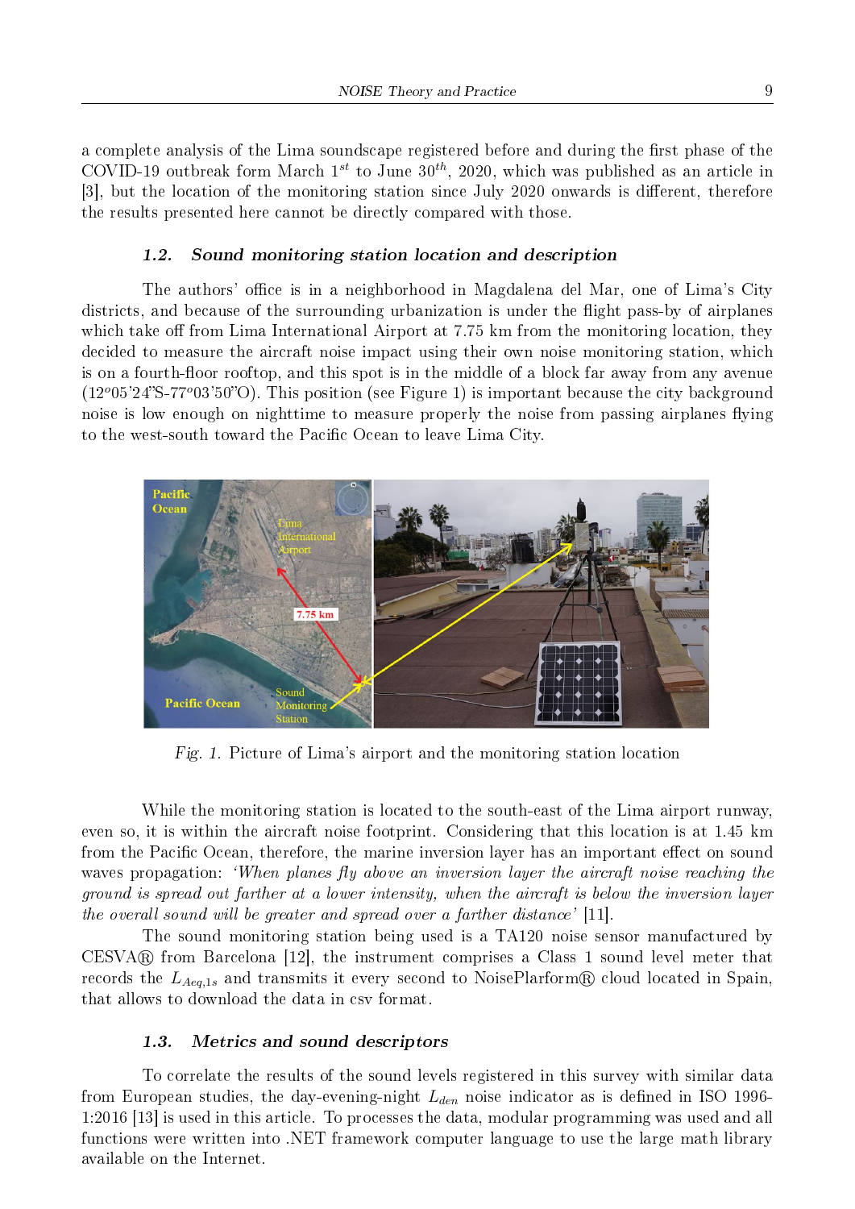a complete analysis of the Lima soundscape registered before and during the first phase of the COVID-19 outbreak form March $1^{st}$ to June $30^{th}$, 2020, which was published as an article in [3], but the location of the monitoring station since July 2020 onwards is different, therefore the results presented here cannot be directly compared with those.

### 1.2. Sound monitoring station location and description

The authors' office is in a neighborhood in Magdalena del Mar, one of Lima's City districts, and because of the surrounding urbanization is under the flight pass-by of airplanes which take off from Lima International Airport at 7.75 km from the monitoring location, they decided to measure the aircraft noise impact using their own noise monitoring station, which is on a fourth-floor rooftop, and this spot is in the middle of a block far away from any avenue (12°05'24"S-77°03'50"O). This position (see Figure 1) is important because the city background noise is low enough on nighttime to measure properly the noise from passing airplanes flying to the west-south toward the Pacific Ocean to leave Lima City.

*Fig. 1.* Picture of Lima's airport and the monitoring station location

While the monitoring station is located to the south-east of the Lima airport runway, even so, it is within the aircraft noise footprint. Considering that this location is at 1.45 km from the Pacific Ocean, therefore, the marine inversion layer has an important effect on sound waves propagation: *'When planes fly above an inversion layer the aircraft noise reaching the ground is spread out farther at a lower intensity, when the aircraft is below the inversion layer the overall sound will be greater and spread over a farther distance'* [11].

The sound monitoring station being used is a TA120 noise sensor manufactured by CESVA® from Barcelona [12], the instrument comprises a Class 1 sound level meter that records the $L_{Aeq,1s}$ and transmits it every second to NoisePlarform® cloud located in Spain, that allows to download the data in csv format.

### 1.3. Metrics and sound descriptors

To correlate the results of the sound levels registered in this survey with similar data from European studies, the day-evening-night $L_{den}$ noise indicator as is defined in ISO 1996-1:2016 [13] is used in this article. To processes the data, modular programming was used and all functions were written into .NET framework computer language to use the large math library available on the Internet.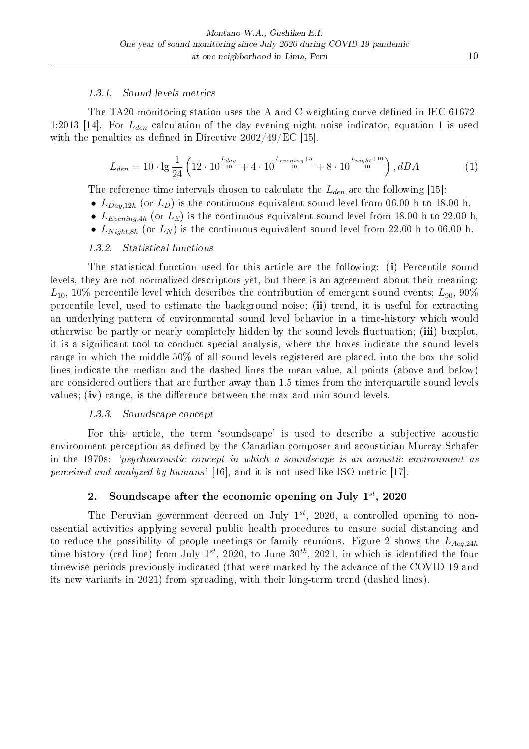#### 1.3.1. Sound levels metrics

The TA20 monitoring station uses the A and C-weighting curve defined in IEC 61672-1:2013 [14]. For $L_{den}$ calculation of the day-evening-night noise indicator, equation 1 is used with the penalties as defined in Directive 2002/49/EC [15].

$$L_{den} = 10 \cdot \lg \frac{1}{24} \left( 12 \cdot 10^{\frac{L_{day}}{10}} + 4 \cdot 10^{\frac{L_{evening}+5}{10}} + 8 \cdot 10^{\frac{L_{night}+10}{10}} \right), dBA \tag{1}$$

The reference time intervals chosen to calculate the $L_{den}$ are the following [15]:

- $L_{Day,12h}$ (or $L_D$) is the continuous equivalent sound level from 06.00 h to 18.00 h,
- $L_{Evening,4h}$ (or $L_E$) is the continuous equivalent sound level from 18.00 h to 22.00 h,
- $L_{Night,8h}$ (or $L_N$) is the continuous equivalent sound level from 22.00 h to 06.00 h.

#### 1.3.2. Statistical functions

The statistical function used for this article are the following: (**i**) Percentile sound levels, they are not normalized descriptors yet, but there is an agreement about their meaning: $L_{10}$, 10% percentile level which describes the contribution of emergent sound events; $L_{90}$, 90% percentile level, used to estimate the background noise; (**ii**) trend, it is useful for extracting an underlying pattern of environmental sound level behavior in a time-history which would otherwise be partly or nearly completely hidden by the sound levels fluctuation; (**iii**) boxplot, it is a significant tool to conduct special analysis, where the boxes indicate the sound levels range in which the middle 50% of all sound levels registered are placed, into the box the solid lines indicate the median and the dashed lines the mean value, all points (above and below) are considered outliers that are further away than 1.5 times from the interquartile sound levels values; (**iv**) range, is the difference between the max and min sound levels.

#### 1.3.3. Soundscape concept

For this article, the term 'soundscape' is used to describe a subjective acoustic environment perception as defined by the Canadian composer and acoustician Murray Schafer in the 1970s: *'psychoacoustic concept in which a soundscape is an acoustic environment as perceived and analyzed by humans'* [16], and it is not used like ISO metric [17].

## 2. Soundscape after the economic opening on July $1^{st}$, 2020

The Peruvian government decreed on July $1^{st}$, 2020, a controlled opening to non-essential activities applying several public health procedures to ensure social distancing and to reduce the possibility of people meetings or family reunions. Figure 2 shows the $L_{Aeq,24h}$ time-history (red line) from July $1^{st}$, 2020, to June $30^{th}$, 2021, in which is identified the four timewise periods previously indicated (that were marked by the advance of the COVID-19 and its new variants in 2021) from spreading, with their long-term trend (dashed lines).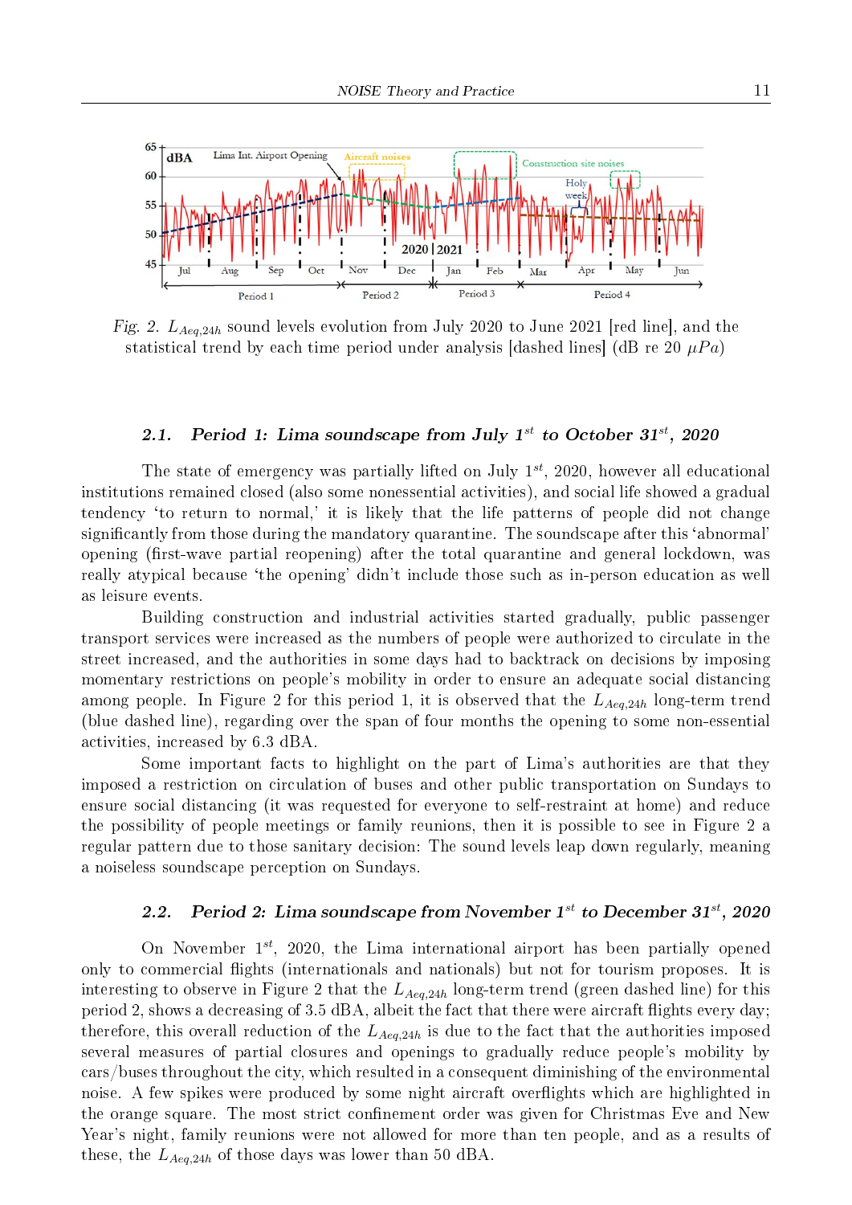*Fig. 2.* $L_{Aeq,24h}$ sound levels evolution from July 2020 to June 2021 [red line], and the statistical trend by each time period under analysis [dashed lines] (dB re 20 $\mu Pa$)

### 2.1. Period 1: Lima soundscape from July 1$^{st}$ to October 31$^{st}$, 2020

The state of emergency was partially lifted on July 1$^{st}$, 2020, however all educational institutions remained closed (also some nonessential activities), and social life showed a gradual tendency 'to return to normal,' it is likely that the life patterns of people did not change significantly from those during the mandatory quarantine. The soundscape after this 'abnormal' opening (first-wave partial reopening) after the total quarantine and general lockdown, was really atypical because 'the opening' didn't include those such as in-person education as well as leisure events.

Building construction and industrial activities started gradually, public passenger transport services were increased as the numbers of people were authorized to circulate in the street increased, and the authorities in some days had to backtrack on decisions by imposing momentary restrictions on people's mobility in order to ensure an adequate social distancing among people. In Figure 2 for this period 1, it is observed that the $L_{Aeq,24h}$ long-term trend (blue dashed line), regarding over the span of four months the opening to some non-essential activities, increased by 6.3 dBA.

Some important facts to highlight on the part of Lima's authorities are that they imposed a restriction on circulation of buses and other public transportation on Sundays to ensure social distancing (it was requested for everyone to self-restraint at home) and reduce the possibility of people meetings or family reunions, then it is possible to see in Figure 2 a regular pattern due to those sanitary decision: The sound levels leap down regularly, meaning a noiseless soundscape perception on Sundays.

### 2.2. Period 2: Lima soundscape from November 1$^{st}$ to December 31$^{st}$, 2020

On November 1$^{st}$, 2020, the Lima international airport has been partially opened only to commercial flights (internationals and nationals) but not for tourism proposes. It is interesting to observe in Figure 2 that the $L_{Aeq,24h}$ long-term trend (green dashed line) for this period 2, shows a decreasing of 3.5 dBA, albeit the fact that there were aircraft flights every day; therefore, this overall reduction of the $L_{Aeq,24h}$ is due to the fact that the authorities imposed several measures of partial closures and openings to gradually reduce people's mobility by cars/buses throughout the city, which resulted in a consequent diminishing of the environmental noise. A few spikes were produced by some night aircraft overflights which are highlighted in the orange square. The most strict confinement order was given for Christmas Eve and New Year's night, family reunions were not allowed for more than ten people, and as a results of these, the $L_{Aeq,24h}$ of those days was lower than 50 dBA.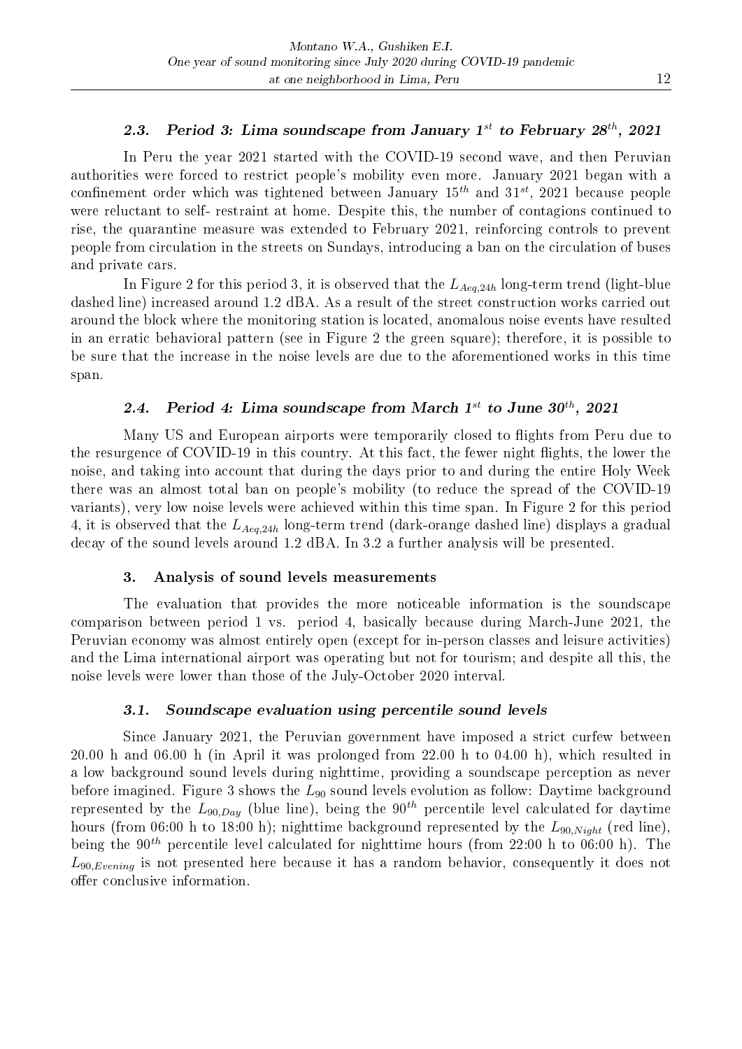### 2.3. Period 3: Lima soundscape from January 1$^{st}$ to February 28$^{th}$, 2021

In Peru the year 2021 started with the COVID-19 second wave, and then Peruvian authorities were forced to restrict people's mobility even more. January 2021 began with a confinement order which was tightened between January 15$^{th}$ and 31$^{st}$, 2021 because people were reluctant to self- restraint at home. Despite this, the number of contagions continued to rise, the quarantine measure was extended to February 2021, reinforcing controls to prevent people from circulation in the streets on Sundays, introducing a ban on the circulation of buses and private cars.

In Figure 2 for this period 3, it is observed that the $L_{Aeq,24h}$ long-term trend (light-blue dashed line) increased around 1.2 dBA. As a result of the street construction works carried out around the block where the monitoring station is located, anomalous noise events have resulted in an erratic behavioral pattern (see in Figure 2 the green square); therefore, it is possible to be sure that the increase in the noise levels are due to the aforementioned works in this time span.

### 2.4. Period 4: Lima soundscape from March 1$^{st}$ to June 30$^{th}$, 2021

Many US and European airports were temporarily closed to flights from Peru due to the resurgence of COVID-19 in this country. At this fact, the fewer night flights, the lower the noise, and taking into account that during the days prior to and during the entire Holy Week there was an almost total ban on people's mobility (to reduce the spread of the COVID-19 variants), very low noise levels were achieved within this time span. In Figure 2 for this period 4, it is observed that the $L_{Aeq,24h}$ long-term trend (dark-orange dashed line) displays a gradual decay of the sound levels around 1.2 dBA. In 3.2 a further analysis will be presented.

## 3. Analysis of sound levels measurements

The evaluation that provides the more noticeable information is the soundscape comparison between period 1 vs. period 4, basically because during March-June 2021, the Peruvian economy was almost entirely open (except for in-person classes and leisure activities) and the Lima international airport was operating but not for tourism; and despite all this, the noise levels were lower than those of the July-October 2020 interval.

### 3.1. Soundscape evaluation using percentile sound levels

Since January 2021, the Peruvian government have imposed a strict curfew between 20.00 h and 06.00 h (in April it was prolonged from 22.00 h to 04.00 h), which resulted in a low background sound levels during nighttime, providing a soundscape perception as never before imagined. Figure 3 shows the $L_{90}$ sound levels evolution as follow: Daytime background represented by the $L_{90,Day}$ (blue line), being the 90$^{th}$ percentile level calculated for daytime hours (from 06:00 h to 18:00 h); nighttime background represented by the $L_{90,Night}$ (red line), being the 90$^{th}$ percentile level calculated for nighttime hours (from 22:00 h to 06:00 h). The $L_{90,Evening}$ is not presented here because it has a random behavior, consequently it does not offer conclusive information.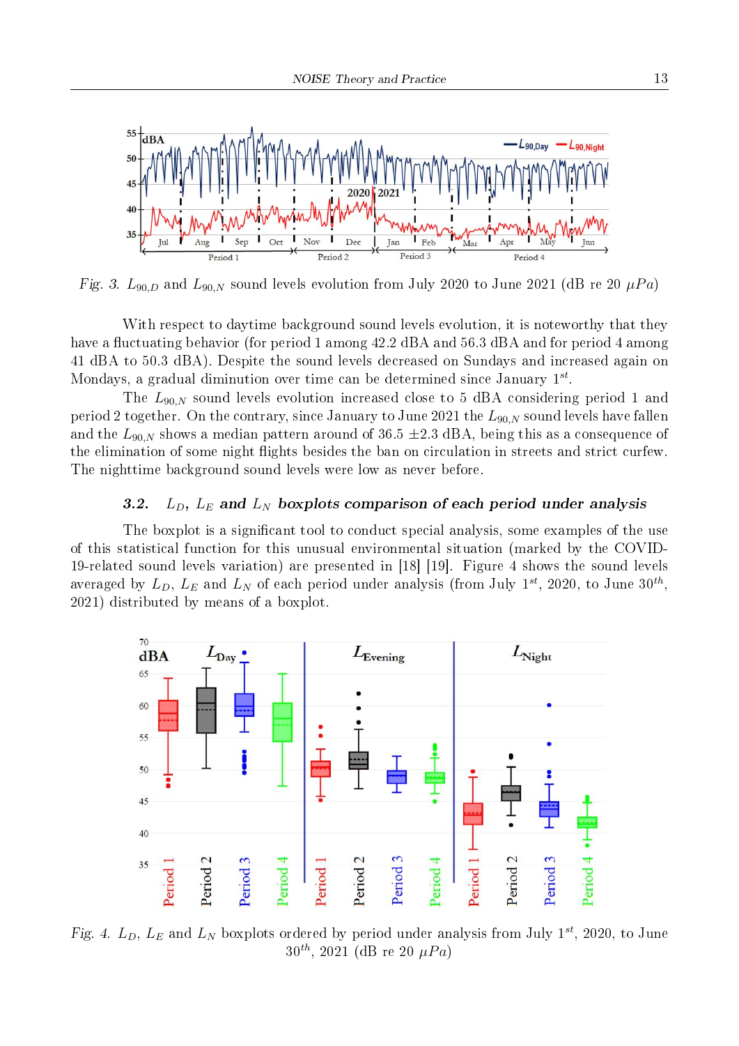*Fig. 3.* $L_{90,D}$ and $L_{90,N}$ sound levels evolution from July 2020 to June 2021 (dB re 20 $\mu Pa$)

With respect to daytime background sound levels evolution, it is noteworthy that they have a fluctuating behavior (for period 1 among 42.2 dBA and 56.3 dBA and for period 4 among 41 dBA to 50.3 dBA). Despite the sound levels decreased on Sundays and increased again on Mondays, a gradual diminution over time can be determined since January 1[st].

The $L_{90,N}$ sound levels evolution increased close to 5 dBA considering period 1 and period 2 together. On the contrary, since January to June 2021 the $L_{90,N}$ sound levels have fallen and the $L_{90,N}$ shows a median pattern around of 36.5 ±2.3 dBA, being this as a consequence of the elimination of some night flights besides the ban on circulation in streets and strict curfew. The nighttime background sound levels were low as never before.

### 3.2. $L_D$, $L_E$ and $L_N$ boxplots comparison of each period under analysis

The boxplot is a significant tool to conduct special analysis, some examples of the use of this statistical function for this unusual environmental situation (marked by the COVID-19-related sound levels variation) are presented in [18] [19]. Figure 4 shows the sound levels averaged by $L_D$, $L_E$ and $L_N$ of each period under analysis (from July 1[st], 2020, to June 30[th], 2021) distributed by means of a boxplot.

*Fig. 4.* $L_D$, $L_E$ and $L_N$ boxplots ordered by period under analysis from July 1[st], 2020, to June 30[th], 2021 (dB re 20 $\mu Pa$)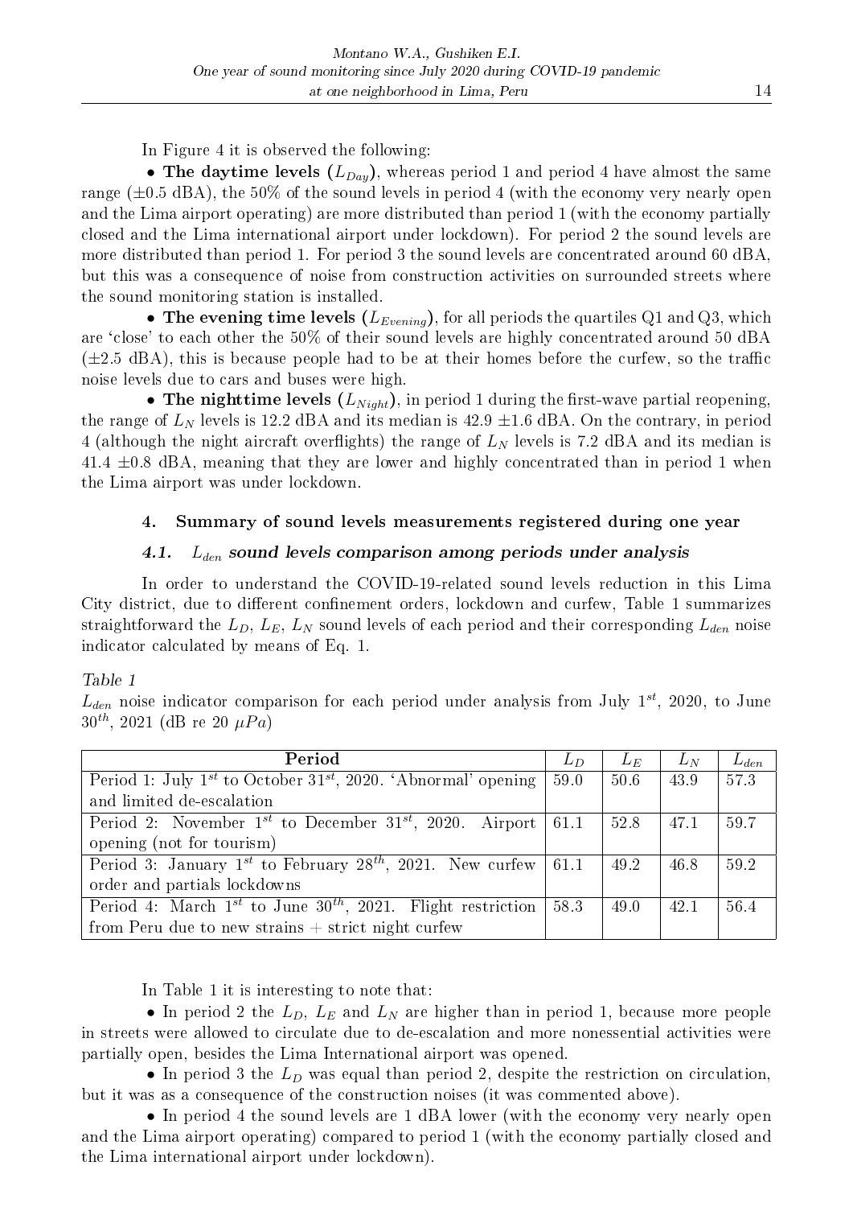In Figure 4 it is observed the following:

• **The daytime levels ($L_{Day}$)**, whereas period 1 and period 4 have almost the same range (±0.5 dBA), the 50% of the sound levels in period 4 (with the economy very nearly open and the Lima airport operating) are more distributed than period 1 (with the economy partially closed and the Lima international airport under lockdown). For period 2 the sound levels are more distributed than period 1. For period 3 the sound levels are concentrated around 60 dBA, but this was a consequence of noise from construction activities on surrounded streets where the sound monitoring station is installed.

• **The evening time levels ($L_{Evening}$)**, for all periods the quartiles Q1 and Q3, which are 'close' to each other the 50% of their sound levels are highly concentrated around 50 dBA (±2.5 dBA), this is because people had to be at their homes before the curfew, so the traffic noise levels due to cars and buses were high.

• **The nighttime levels ($L_{Night}$)**, in period 1 during the first-wave partial reopening, the range of $L_N$ levels is 12.2 dBA and its median is 42.9 ±1.6 dBA. On the contrary, in period 4 (although the night aircraft overflights) the range of $L_N$ levels is 7.2 dBA and its median is 41.4 ±0.8 dBA, meaning that they are lower and highly concentrated than in period 1 when the Lima airport was under lockdown.

## 4. Summary of sound levels measurements registered during one year

### 4.1. $L_{den}$ sound levels comparison among periods under analysis

In order to understand the COVID-19-related sound levels reduction in this Lima City district, due to different confinement orders, lockdown and curfew, Table 1 summarizes straightforward the $L_D$, $L_E$, $L_N$ sound levels of each period and their corresponding $L_{den}$ noise indicator calculated by means of Eq. 1.

*Table 1*

$L_{den}$ noise indicator comparison for each period under analysis from July $1^{st}$, 2020, to June $30^{th}$, 2021 (dB re 20 $\mu Pa$)

| Period | $L_D$ | $L_E$ | $L_N$ | $L_{den}$ |
|---|---|---|---|---|
| Period 1: July $1^{st}$ to October $31^{st}$, 2020. 'Abnormal' opening and limited de-escalation | 59.0 | 50.6 | 43.9 | 57.3 |
| Period 2: November $1^{st}$ to December $31^{st}$, 2020. Airport opening (not for tourism) | 61.1 | 52.8 | 47.1 | 59.7 |
| Period 3: January $1^{st}$ to February $28^{th}$, 2021. New curfew order and partials lockdowns | 61.1 | 49.2 | 46.8 | 59.2 |
| Period 4: March $1^{st}$ to June $30^{th}$, 2021. Flight restriction from Peru due to new strains + strict night curfew | 58.3 | 49.0 | 42.1 | 56.4 |

In Table 1 it is interesting to note that:

• In period 2 the $L_D$, $L_E$ and $L_N$ are higher than in period 1, because more people in streets were allowed to circulate due to de-escalation and more nonessential activities were partially open, besides the Lima International airport was opened.

• In period 3 the $L_D$ was equal than period 2, despite the restriction on circulation, but it was as a consequence of the construction noises (it was commented above).

• In period 4 the sound levels are 1 dBA lower (with the economy very nearly open and the Lima airport operating) compared to period 1 (with the economy partially closed and the Lima international airport under lockdown).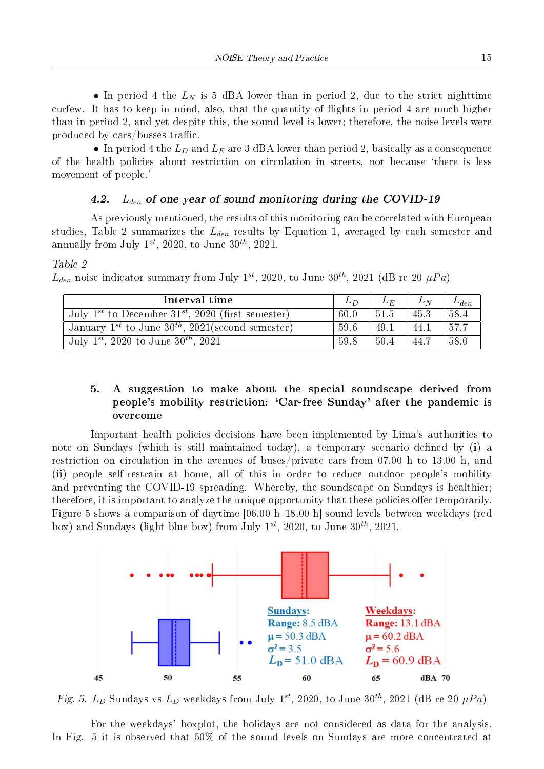• In period 4 the $L_N$ is 5 dBA lower than in period 2, due to the strict nighttime curfew. It has to keep in mind, also, that the quantity of flights in period 4 are much higher than in period 2, and yet despite this, the sound level is lower; therefore, the noise levels were produced by cars/busses traffic.

• In period 4 the $L_D$ and $L_E$ are 3 dBA lower than period 2, basically as a consequence of the health policies about restriction on circulation in streets, not because 'there is less movement of people.'

### 4.2. $L_{den}$ of one year of sound monitoring during the COVID-19

As previously mentioned, the results of this monitoring can be correlated with European studies, Table 2 summarizes the $L_{den}$ results by Equation 1, averaged by each semester and annually from July 1$^{st}$, 2020, to June 30$^{th}$, 2021.

*Table 2*
$L_{den}$ noise indicator summary from July 1$^{st}$, 2020, to June 30$^{th}$, 2021 (dB re 20 $\mu Pa$)

| Interval time | $L_D$ | $L_E$ | $L_N$ | $L_{den}$ |
|---|---|---|---|---|
| July 1$^{st}$ to December 31$^{st}$, 2020 (first semester) | 60.0 | 51.5 | 45.3 | 58.4 |
| January 1$^{st}$ to June 30$^{th}$, 2021(second semester) | 59.6 | 49.1 | 44.1 | 57.7 |
| July 1$^{st}$, 2020 to June 30$^{th}$, 2021 | 59.8 | 50.4 | 44.7 | 58.0 |

## 5. A suggestion to make about the special soundscape derived from people's mobility restriction: 'Car-free Sunday' after the pandemic is overcome

Important health policies decisions have been implemented by Lima's authorities to note on Sundays (which is still maintained today), a temporary scenario defined by (**i**) a restriction on circulation in the avenues of buses/private cars from 07.00 h to 13.00 h, and (**ii**) people self-restrain at home, all of this in order to reduce outdoor people's mobility and preventing the COVID-19 spreading. Whereby, the soundscape on Sundays is healthier; therefore, it is important to analyze the unique opportunity that these policies offer temporarily. Figure 5 shows a comparison of daytime [06.00 h–18.00 h] sound levels between weekdays (red box) and Sundays (light-blue box) from July 1$^{st}$, 2020, to June 30$^{th}$, 2021.

Sundays: Range: 8.5 dBA, $\mu$ = 50.3 dBA, $\sigma^2$ = 3.5, $L_D$ = 51.0 dBA
Weekdays: Range: 13.1 dBA, $\mu$ = 60.2 dBA, $\sigma^2$ = 5.6, $L_D$ = 60.9 dBA

*Fig. 5.* $L_D$ Sundays vs $L_D$ weekdays from July 1$^{st}$, 2020, to June 30$^{th}$, 2021 (dB re 20 $\mu Pa$)

For the weekdays' boxplot, the holidays are not considered as data for the analysis. In Fig. 5 it is observed that 50% of the sound levels on Sundays are more concentrated at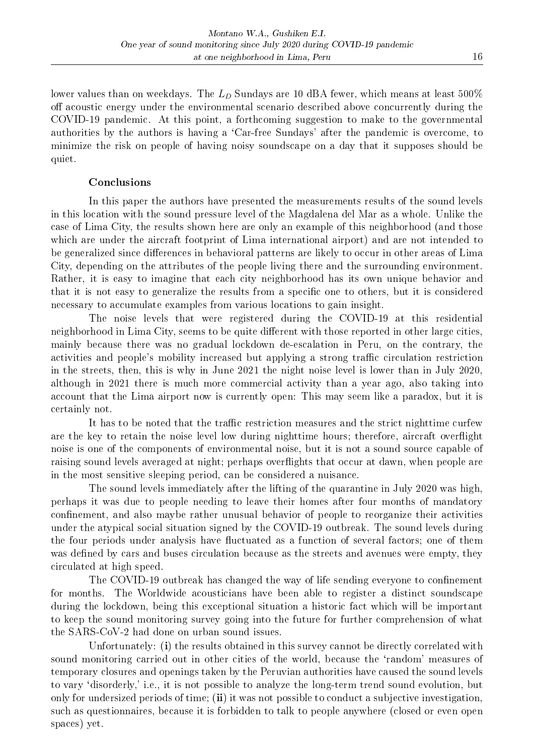lower values than on weekdays. The $L_D$ Sundays are 10 dBA fewer, which means at least 500% off acoustic energy under the environmental scenario described above concurrently during the COVID-19 pandemic. At this point, a forthcoming suggestion to make to the governmental authorities by the authors is having a 'Car-free Sundays' after the pandemic is overcome, to minimize the risk on people of having noisy soundscape on a day that it supposes should be quiet.

## Conclusions

In this paper the authors have presented the measurements results of the sound levels in this location with the sound pressure level of the Magdalena del Mar as a whole. Unlike the case of Lima City, the results shown here are only an example of this neighborhood (and those which are under the aircraft footprint of Lima international airport) and are not intended to be generalized since differences in behavioral patterns are likely to occur in other areas of Lima City, depending on the attributes of the people living there and the surrounding environment. Rather, it is easy to imagine that each city neighborhood has its own unique behavior and that it is not easy to generalize the results from a specific one to others, but it is considered necessary to accumulate examples from various locations to gain insight.

The noise levels that were registered during the COVID-19 at this residential neighborhood in Lima City, seems to be quite different with those reported in other large cities, mainly because there was no gradual lockdown de-escalation in Peru, on the contrary, the activities and people's mobility increased but applying a strong traffic circulation restriction in the streets, then, this is why in June 2021 the night noise level is lower than in July 2020, although in 2021 there is much more commercial activity than a year ago, also taking into account that the Lima airport now is currently open: This may seem like a paradox, but it is certainly not.

It has to be noted that the traffic restriction measures and the strict nighttime curfew are the key to retain the noise level low during nighttime hours; therefore, aircraft overflight noise is one of the components of environmental noise, but it is not a sound source capable of raising sound levels averaged at night; perhaps overflights that occur at dawn, when people are in the most sensitive sleeping period, can be considered a nuisance.

The sound levels immediately after the lifting of the quarantine in July 2020 was high, perhaps it was due to people needing to leave their homes after four months of mandatory confinement, and also maybe rather unusual behavior of people to reorganize their activities under the atypical social situation signed by the COVID-19 outbreak. The sound levels during the four periods under analysis have fluctuated as a function of several factors; one of them was defined by cars and buses circulation because as the streets and avenues were empty, they circulated at high speed.

The COVID-19 outbreak has changed the way of life sending everyone to confinement for months. The Worldwide acousticians have been able to register a distinct soundscape during the lockdown, being this exceptional situation a historic fact which will be important to keep the sound monitoring survey going into the future for further comprehension of what the SARS-CoV-2 had done on urban sound issues.

Unfortunately: (**i**) the results obtained in this survey cannot be directly correlated with sound monitoring carried out in other cities of the world, because the 'random' measures of temporary closures and openings taken by the Peruvian authorities have caused the sound levels to vary 'disorderly,' i.e., it is not possible to analyze the long-term trend sound evolution, but only for undersized periods of time; (**ii**) it was not possible to conduct a subjective investigation, such as questionnaires, because it is forbidden to talk to people anywhere (closed or even open spaces) yet.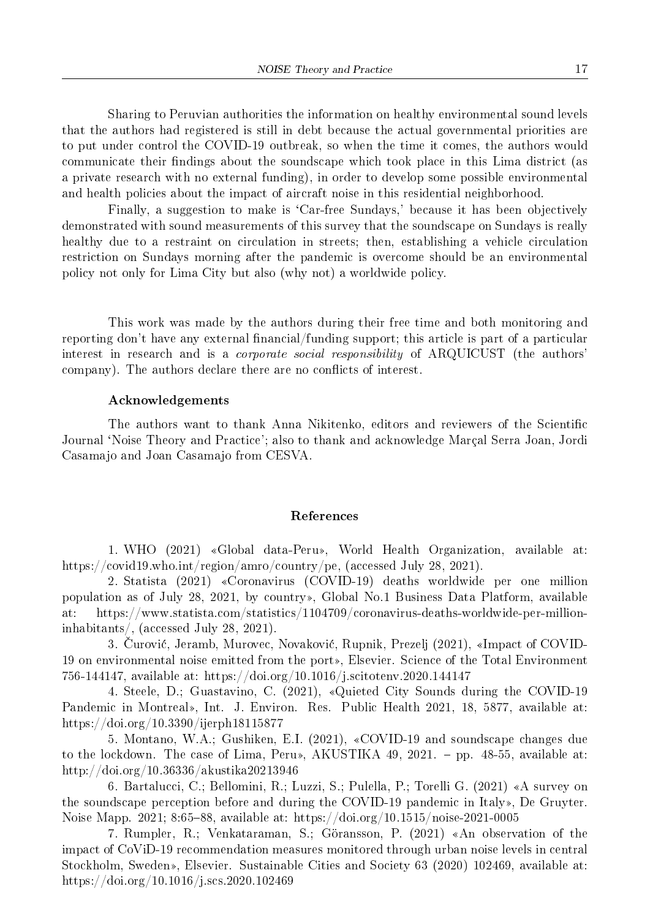Sharing to Peruvian authorities the information on healthy environmental sound levels that the authors had registered is still in debt because the actual governmental priorities are to put under control the COVID-19 outbreak, so when the time it comes, the authors would communicate their findings about the soundscape which took place in this Lima district (as a private research with no external funding), in order to develop some possible environmental and health policies about the impact of aircraft noise in this residential neighborhood.

Finally, a suggestion to make is 'Car-free Sundays,' because it has been objectively demonstrated with sound measurements of this survey that the soundscape on Sundays is really healthy due to a restraint on circulation in streets; then, establishing a vehicle circulation restriction on Sundays morning after the pandemic is overcome should be an environmental policy not only for Lima City but also (why not) a worldwide policy.

This work was made by the authors during their free time and both monitoring and reporting don't have any external financial/funding support; this article is part of a particular interest in research and is a *corporate social responsibility* of ARQUICUST (the authors' company). The authors declare there are no conflicts of interest.

### Acknowledgements

The authors want to thank Anna Nikitenko, editors and reviewers of the Scientific Journal 'Noise Theory and Practice'; also to thank and acknowledge Marçal Serra Joan, Jordi Casamajo and Joan Casamajo from CESVA.

## References

1. WHO (2021) «Global data-Peru», World Health Organization, available at: https://covid19.who.int/region/amro/country/pe, (accessed July 28, 2021).

2. Statista (2021) «Coronavirus (COVID-19) deaths worldwide per one million population as of July 28, 2021, by country», Global No.1 Business Data Platform, available at: https://www.statista.com/statistics/1104709/coronavirus-deaths-worldwide-per-million-inhabitants/, (accessed July 28, 2021).

3. Čurović, Jeramb, Murovec, Novaković, Rupnik, Prezelj (2021), «Impact of COVID-19 on environmental noise emitted from the port», Elsevier. Science of the Total Environment 756-144147, available at: https://doi.org/10.1016/j.scitotenv.2020.144147

4. Steele, D.; Guastavino, C. (2021), «Quieted City Sounds during the COVID-19 Pandemic in Montreal», Int. J. Environ. Res. Public Health 2021, 18, 5877, available at: https://doi.org/10.3390/ijerph18115877

5. Montano, W.A.; Gushiken, E.I. (2021), «COVID-19 and soundscape changes due to the lockdown. The case of Lima, Peru», AKUSTIKA 49, 2021. – pp. 48-55, available at: http://doi.org/10.36336/akustika20213946

6. Bartalucci, C.; Bellomini, R.; Luzzi, S.; Pulella, P.; Torelli G. (2021) «A survey on the soundscape perception before and during the COVID-19 pandemic in Italy», De Gruyter. Noise Mapp. 2021; 8:65–88, available at: https://doi.org/10.1515/noise-2021-0005

7. Rumpler, R.; Venkataraman, S.; Göransson, P. (2021) «An observation of the impact of CoViD-19 recommendation measures monitored through urban noise levels in central Stockholm, Sweden», Elsevier. Sustainable Cities and Society 63 (2020) 102469, available at: https://doi.org/10.1016/j.scs.2020.102469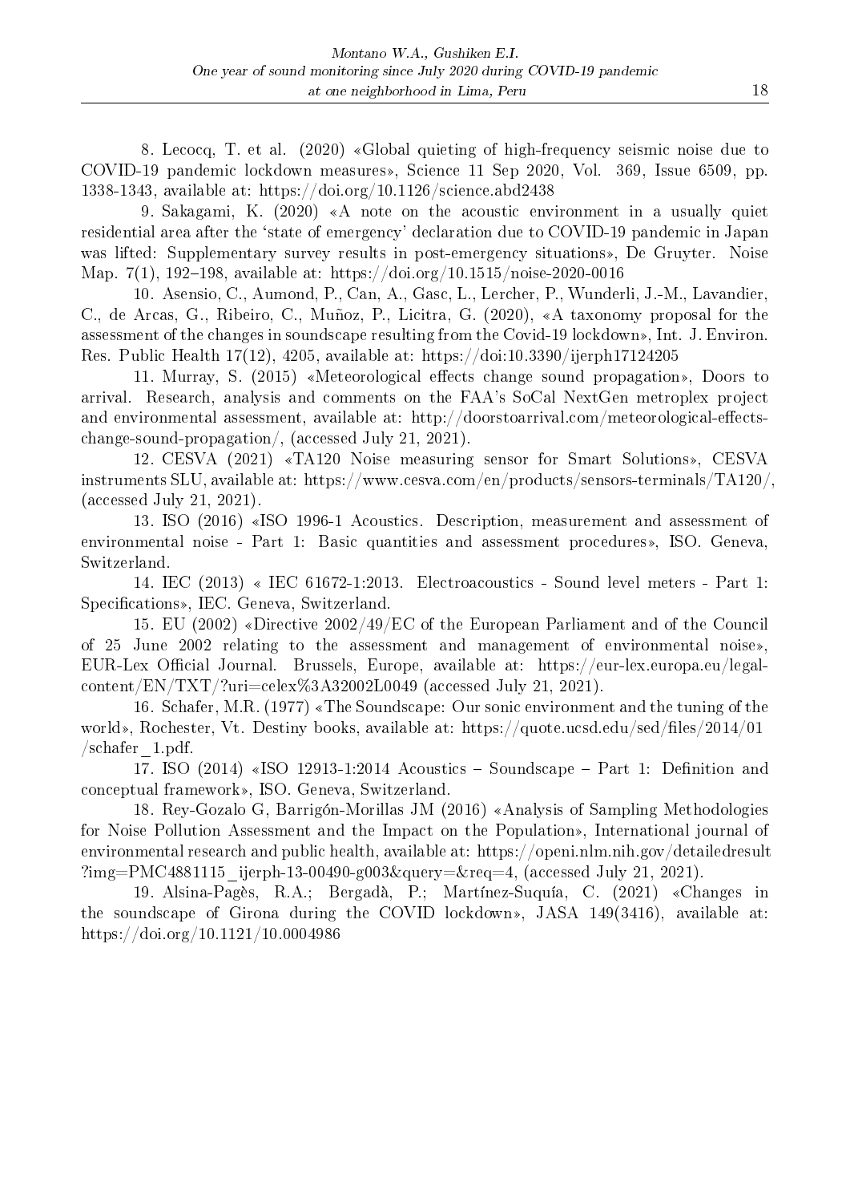8. Lecocq, T. et al. (2020) «Global quieting of high-frequency seismic noise due to COVID-19 pandemic lockdown measures», Science 11 Sep 2020, Vol. 369, Issue 6509, pp. 1338-1343, available at: https://doi.org/10.1126/science.abd2438

9. Sakagami, K. (2020) «A note on the acoustic environment in a usually quiet residential area after the 'state of emergency' declaration due to COVID-19 pandemic in Japan was lifted: Supplementary survey results in post-emergency situations», De Gruyter. Noise Map. 7(1), 192–198, available at: https://doi.org/10.1515/noise-2020-0016

10. Asensio, C., Aumond, P., Can, A., Gasc, L., Lercher, P., Wunderli, J.-M., Lavandier, C., de Arcas, G., Ribeiro, C., Muñoz, P., Licitra, G. (2020), «A taxonomy proposal for the assessment of the changes in soundscape resulting from the Covid-19 lockdown», Int. J. Environ. Res. Public Health 17(12), 4205, available at: https://doi:10.3390/ijerph17124205

11. Murray, S. (2015) «Meteorological effects change sound propagation», Doors to arrival. Research, analysis and comments on the FAA's SoCal NextGen metroplex project and environmental assessment, available at: http://doorstoarrival.com/meteorological-effects-change-sound-propagation/, (accessed July 21, 2021).

12. CESVA (2021) «TA120 Noise measuring sensor for Smart Solutions», CESVA instruments SLU, available at: https://www.cesva.com/en/products/sensors-terminals/TA120/, (accessed July 21, 2021).

13. ISO (2016) «ISO 1996-1 Acoustics. Description, measurement and assessment of environmental noise - Part 1: Basic quantities and assessment procedures», ISO. Geneva, Switzerland.

14. IEC (2013) « IEC 61672-1:2013. Electroacoustics - Sound level meters - Part 1: Specifications», IEC. Geneva, Switzerland.

15. EU (2002) «Directive 2002/49/EC of the European Parliament and of the Council of 25 June 2002 relating to the assessment and management of environmental noise», EUR-Lex Official Journal. Brussels, Europe, available at: https://eur-lex.europa.eu/legal-content/EN/TXT/?uri=celex%3A32002L0049 (accessed July 21, 2021).

16. Schafer, M.R. (1977) «The Soundscape: Our sonic environment and the tuning of the world», Rochester, Vt. Destiny books, available at: https://quote.ucsd.edu/sed/files/2014/01/schafer_1.pdf.

17. ISO (2014) «ISO 12913-1:2014 Acoustics – Soundscape – Part 1: Definition and conceptual framework», ISO. Geneva, Switzerland.

18. Rey-Gozalo G, Barrigón-Morillas JM (2016) «Analysis of Sampling Methodologies for Noise Pollution Assessment and the Impact on the Population», International journal of environmental research and public health, available at: https://openi.nlm.nih.gov/detailedresult?img=PMC4881115_ijerph-13-00490-g003&query=&req=4, (accessed July 21, 2021).

19. Alsina-Pagès, R.A.; Bergadà, P.; Martínez-Suquía, C. (2021) «Changes in the soundscape of Girona during the COVID lockdown», JASA 149(3416), available at: https://doi.org/10.1121/10.0004986